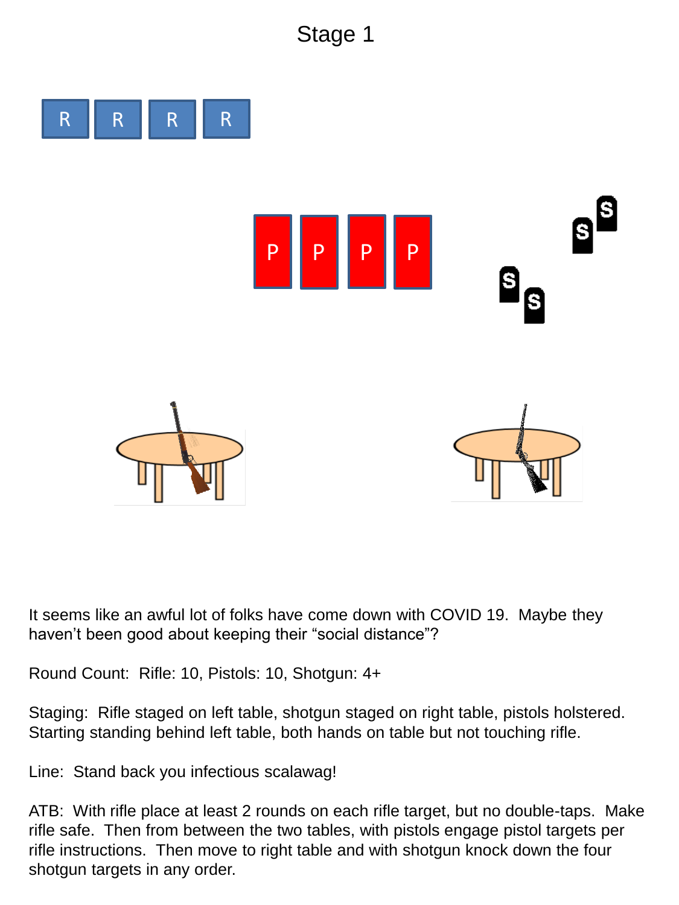# Stage 1

R R R R

P P P P

S S S S

It seems like an awful lot of folks have come down with COVID 19. Maybe they haven't been good about keeping their "social distance"?

Round Count: Rifle: 10, Pistols: 10, Shotgun: 4+

Staging: Rifle staged on left table, shotgun staged on right table, pistols holstered. Starting standing behind left table, both hands on table but not touching rifle.

Line: Stand back you infectious scalawag!

ATB: With rifle place at least 2 rounds on each rifle target, but no double-taps. Make rifle safe. Then from between the two tables, with pistols engage pistol targets per rifle instructions. Then move to right table and with shotgun knock down the four shotgun targets in any order.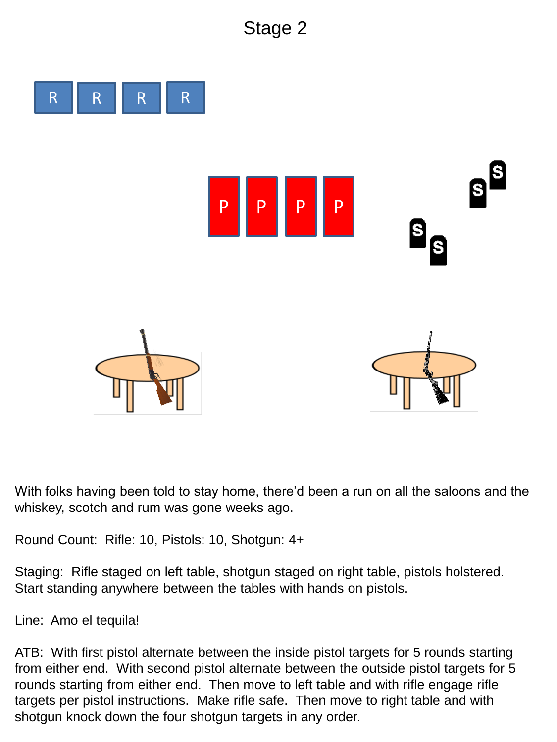# Stage 2

R R R R

P P P P

S S S S

With folks having been told to stay home, there'd been a run on all the saloons and the whiskey, scotch and rum was gone weeks ago.

Round Count: Rifle: 10, Pistols: 10, Shotgun: 4+

Staging: Rifle staged on left table, shotgun staged on right table, pistols holstered. Start standing anywhere between the tables with hands on pistols.

Line: Amo el tequila!

ATB: With first pistol alternate between the inside pistol targets for 5 rounds starting from either end. With second pistol alternate between the outside pistol targets for 5 rounds starting from either end. Then move to left table and with rifle engage rifle targets per pistol instructions. Make rifle safe. Then move to right table and with shotgun knock down the four shotgun targets in any order.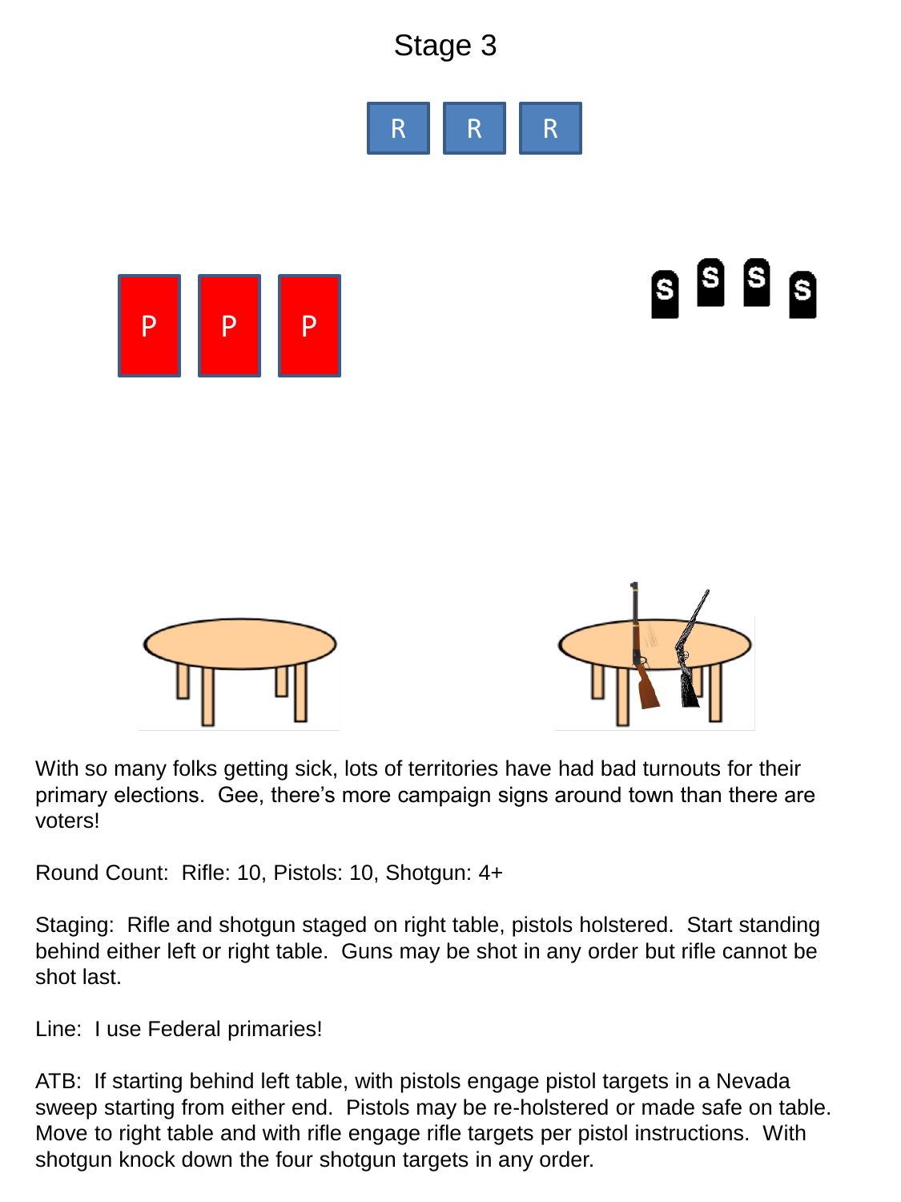# Stage 3

With so many folks getting sick, lots of territories have had bad turnouts for their primary elections. Gee, there's more campaign signs around town than there are voters!

Round Count: Rifle: 10, Pistols: 10, Shotgun: 4+

Staging: Rifle and shotgun staged on right table, pistols holstered. Start standing behind either left or right table. Guns may be shot in any order but rifle cannot be shot last.

Line: I use Federal primaries!

ATB: If starting behind left table, with pistols engage pistol targets in a Nevada sweep starting from either end. Pistols may be re-holstered or made safe on table. Move to right table and with rifle engage rifle targets per pistol instructions. With shotgun knock down the four shotgun targets in any order.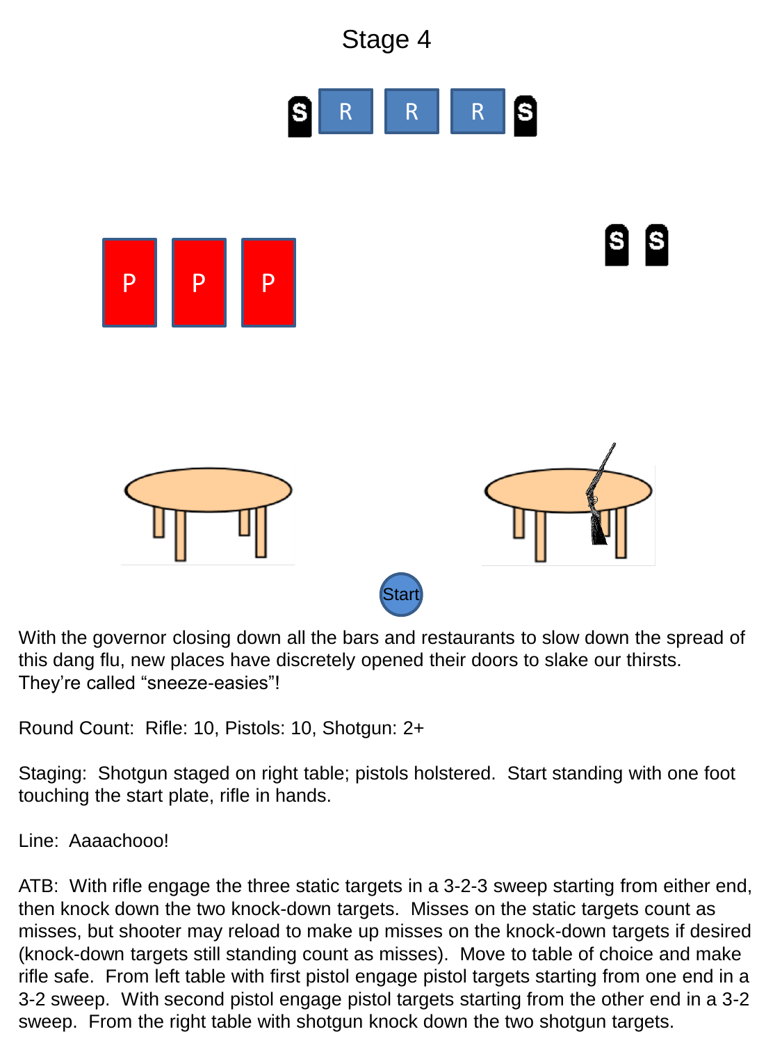# Stage 4

With the governor closing down all the bars and restaurants to slow down the spread of this dang flu, new places have discretely opened their doors to slake our thirsts. They're called "sneeze-easies"!

Round Count: Rifle: 10, Pistols: 10, Shotgun: 2+

Staging: Shotgun staged on right table; pistols holstered. Start standing with one foot touching the start plate, rifle in hands.

Line: Aaaachooo!

ATB: With rifle engage the three static targets in a 3-2-3 sweep starting from either end, then knock down the two knock-down targets. Misses on the static targets count as misses, but shooter may reload to make up misses on the knock-down targets if desired (knock-down targets still standing count as misses). Move to table of choice and make rifle safe. From left table with first pistol engage pistol targets starting from one end in a 3-2 sweep. With second pistol engage pistol targets starting from the other end in a 3-2 sweep. From the right table with shotgun knock down the two shotgun targets.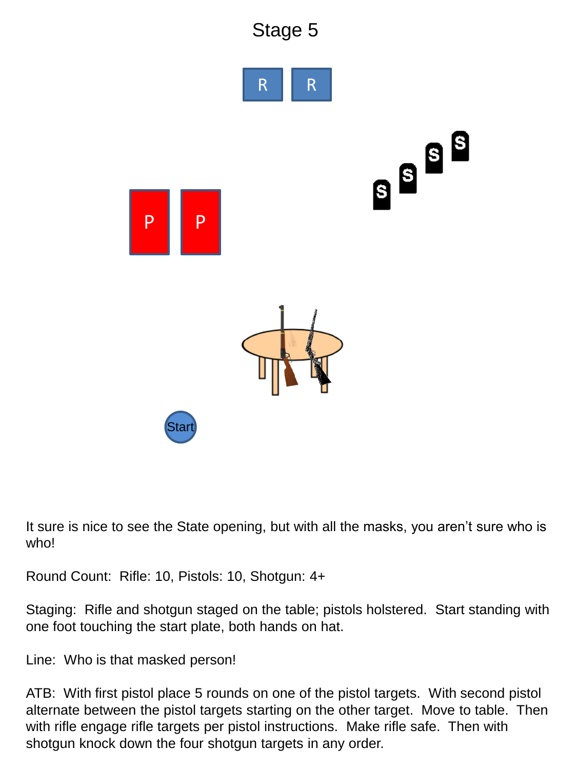# Stage 5

R R

P P

S S S S

Start

It sure is nice to see the State opening, but with all the masks, you aren't sure who is who!

Round Count: Rifle: 10, Pistols: 10, Shotgun: 4+

Staging: Rifle and shotgun staged on the table; pistols holstered. Start standing with one foot touching the start plate, both hands on hat.

Line: Who is that masked person!

ATB: With first pistol place 5 rounds on one of the pistol targets. With second pistol alternate between the pistol targets starting on the other target. Move to table. Then with rifle engage rifle targets per pistol instructions. Make rifle safe. Then with shotgun knock down the four shotgun targets in any order.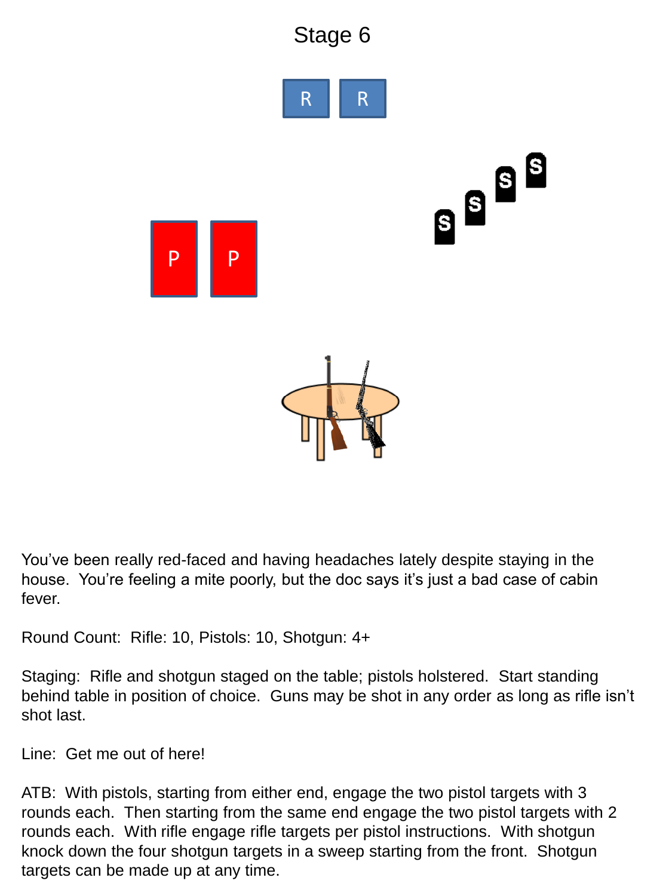# Stage 6

R R

S S S S

P P

You’ve been really red-faced and having headaches lately despite staying in the house. You’re feeling a mite poorly, but the doc says it’s just a bad case of cabin fever.

Round Count: Rifle: 10, Pistols: 10, Shotgun: 4+

Staging: Rifle and shotgun staged on the table; pistols holstered. Start standing behind table in position of choice. Guns may be shot in any order as long as rifle isn’t shot last.

Line: Get me out of here!

ATB: With pistols, starting from either end, engage the two pistol targets with 3 rounds each. Then starting from the same end engage the two pistol targets with 2 rounds each. With rifle engage rifle targets per pistol instructions. With shotgun knock down the four shotgun targets in a sweep starting from the front. Shotgun targets can be made up at any time.